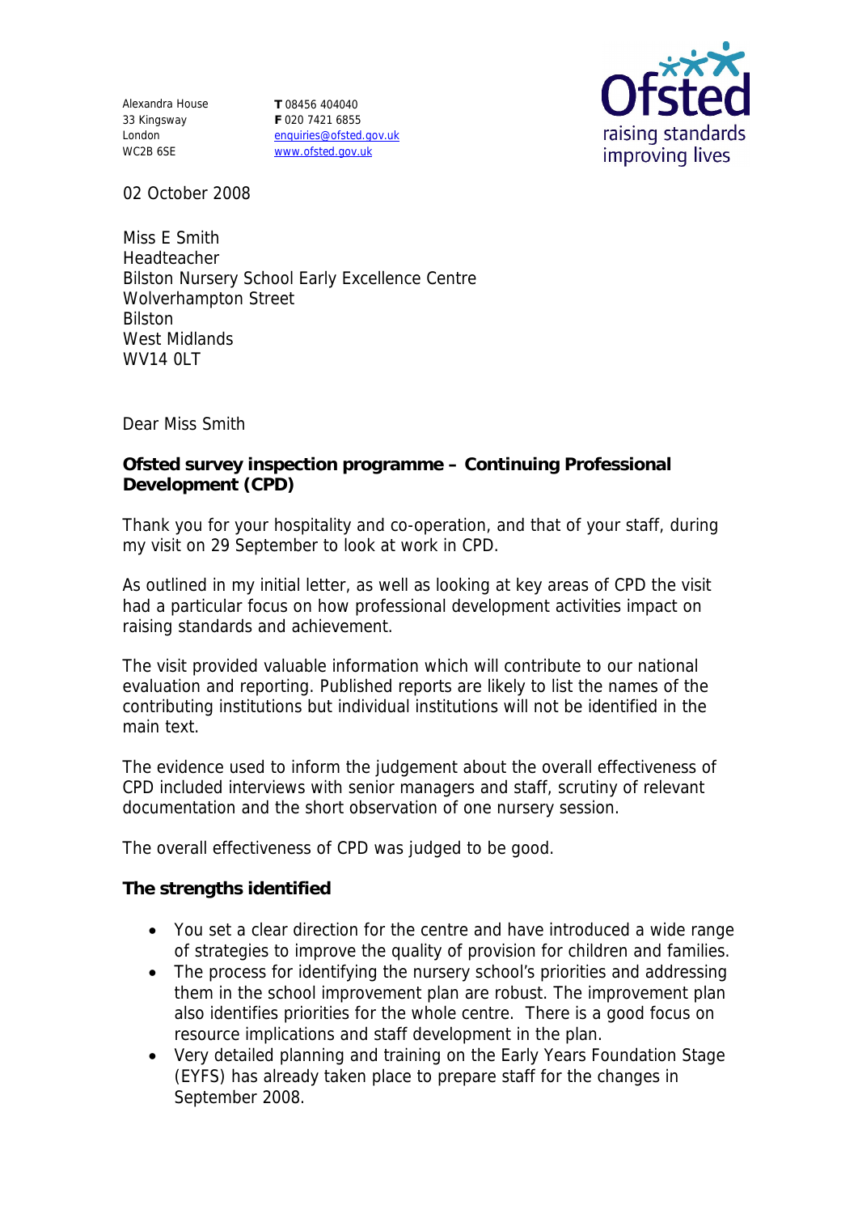Alexandra House
33 Kingsway
London
WC2B 6SE

**T** 08456 404040
**F** 020 7421 6855
enquiries@ofsted.gov.uk
www.ofsted.gov.uk

Ofsted
raising standards
improving lives

02 October 2008

Miss E Smith
Headteacher
Bilston Nursery School Early Excellence Centre
Wolverhampton Street
Bilston
West Midlands
WV14 0LT

Dear Miss Smith

**Ofsted survey inspection programme – Continuing Professional Development (CPD)**

Thank you for your hospitality and co-operation, and that of your staff, during my visit on 29 September to look at work in CPD.

As outlined in my initial letter, as well as looking at key areas of CPD the visit had a particular focus on how professional development activities impact on raising standards and achievement.

The visit provided valuable information which will contribute to our national evaluation and reporting. Published reports are likely to list the names of the contributing institutions but individual institutions will not be identified in the main text.

The evidence used to inform the judgement about the overall effectiveness of CPD included interviews with senior managers and staff, scrutiny of relevant documentation and the short observation of one nursery session.

The overall effectiveness of CPD was judged to be good.

**The strengths identified**

- You set a clear direction for the centre and have introduced a wide range of strategies to improve the quality of provision for children and families.
- The process for identifying the nursery school's priorities and addressing them in the school improvement plan are robust. The improvement plan also identifies priorities for the whole centre. There is a good focus on resource implications and staff development in the plan.
- Very detailed planning and training on the Early Years Foundation Stage (EYFS) has already taken place to prepare staff for the changes in September 2008.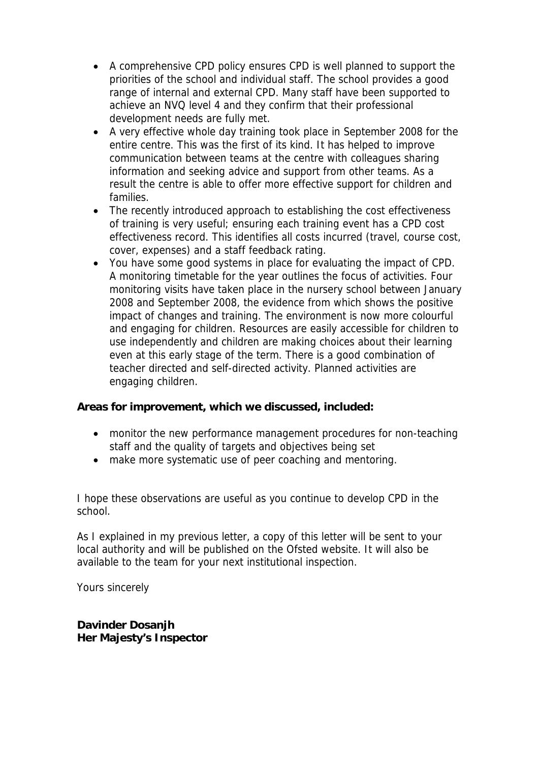- A comprehensive CPD policy ensures CPD is well planned to support the priorities of the school and individual staff. The school provides a good range of internal and external CPD. Many staff have been supported to achieve an NVQ level 4 and they confirm that their professional development needs are fully met.
- A very effective whole day training took place in September 2008 for the entire centre. This was the first of its kind. It has helped to improve communication between teams at the centre with colleagues sharing information and seeking advice and support from other teams. As a result the centre is able to offer more effective support for children and families.
- The recently introduced approach to establishing the cost effectiveness of training is very useful; ensuring each training event has a CPD cost effectiveness record. This identifies all costs incurred (travel, course cost, cover, expenses) and a staff feedback rating.
- You have some good systems in place for evaluating the impact of CPD. A monitoring timetable for the year outlines the focus of activities. Four monitoring visits have taken place in the nursery school between January 2008 and September 2008, the evidence from which shows the positive impact of changes and training. The environment is now more colourful and engaging for children. Resources are easily accessible for children to use independently and children are making choices about their learning even at this early stage of the term. There is a good combination of teacher directed and self-directed activity. Planned activities are engaging children.

**Areas for improvement, which we discussed, included:**

- monitor the new performance management procedures for non-teaching staff and the quality of targets and objectives being set
- make more systematic use of peer coaching and mentoring.

I hope these observations are useful as you continue to develop CPD in the school.

As I explained in my previous letter, a copy of this letter will be sent to your local authority and will be published on the Ofsted website. It will also be available to the team for your next institutional inspection.

Yours sincerely

**Davinder Dosanjh**
**Her Majesty's Inspector**